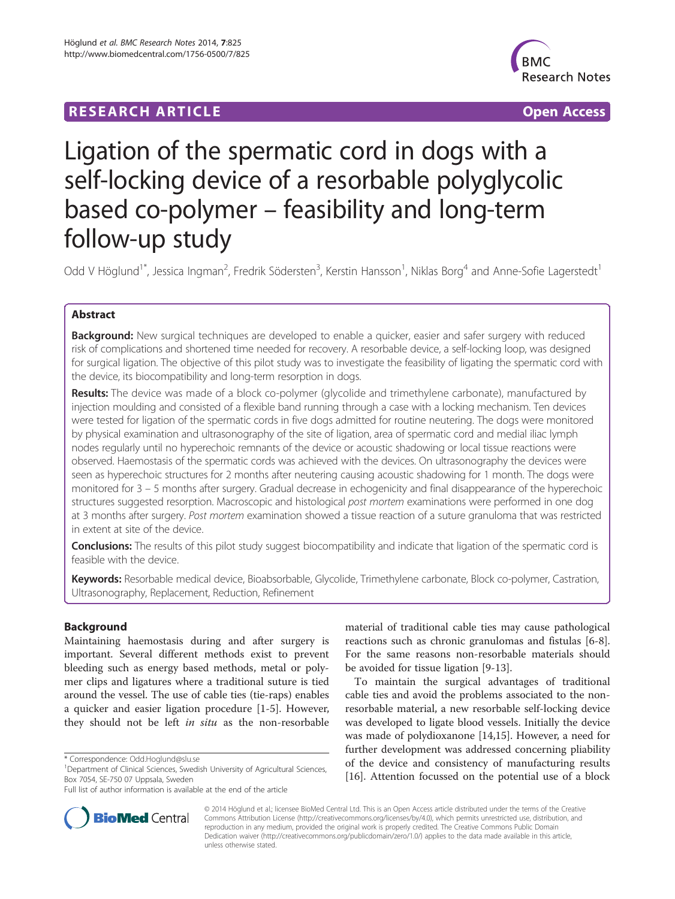RESEARCH ARTICLE Open Access

# Ligation of the spermatic cord in dogs with a self-locking device of a resorbable polyglycolic based co-polymer – feasibility and long-term follow-up study

Odd V Höglund[1*], Jessica Ingman[2], Fredrik Södersten[3], Kerstin Hansson[1], Niklas Borg[4] and Anne-Sofie Lagerstedt[1]

## Abstract

**Background:** New surgical techniques are developed to enable a quicker, easier and safer surgery with reduced risk of complications and shortened time needed for recovery. A resorbable device, a self-locking loop, was designed for surgical ligation. The objective of this pilot study was to investigate the feasibility of ligating the spermatic cord with the device, its biocompatibility and long-term resorption in dogs.

**Results:** The device was made of a block co-polymer (glycolide and trimethylene carbonate), manufactured by injection moulding and consisted of a flexible band running through a case with a locking mechanism. Ten devices were tested for ligation of the spermatic cords in five dogs admitted for routine neutering. The dogs were monitored by physical examination and ultrasonography of the site of ligation, area of spermatic cord and medial iliac lymph nodes regularly until no hyperechoic remnants of the device or acoustic shadowing or local tissue reactions were observed. Haemostasis of the spermatic cords was achieved with the devices. On ultrasonography the devices were seen as hyperechoic structures for 2 months after neutering causing acoustic shadowing for 1 month. The dogs were monitored for 3 – 5 months after surgery. Gradual decrease in echogenicity and final disappearance of the hyperechoic structures suggested resorption. Macroscopic and histological *post mortem* examinations were performed in one dog at 3 months after surgery. *Post mortem* examination showed a tissue reaction of a suture granuloma that was restricted in extent at site of the device.

**Conclusions:** The results of this pilot study suggest biocompatibility and indicate that ligation of the spermatic cord is feasible with the device.

**Keywords:** Resorbable medical device, Bioabsorbable, Glycolide, Trimethylene carbonate, Block co-polymer, Castration, Ultrasonography, Replacement, Reduction, Refinement

## Background

Maintaining haemostasis during and after surgery is important. Several different methods exist to prevent bleeding such as energy based methods, metal or polymer clips and ligatures where a traditional suture is tied around the vessel. The use of cable ties (tie-raps) enables a quicker and easier ligation procedure [1-5]. However, they should not be left *in situ* as the non-resorbable material of traditional cable ties may cause pathological reactions such as chronic granulomas and fistulas [6-8]. For the same reasons non-resorbable materials should be avoided for tissue ligation [9-13].

To maintain the surgical advantages of traditional cable ties and avoid the problems associated to the non-resorbable material, a new resorbable self-locking device was developed to ligate blood vessels. Initially the device was made of polydioxanone [14,15]. However, a need for further development was addressed concerning pliability of the device and consistency of manufacturing results [16]. Attention focussed on the potential use of a block

* Correspondence: Odd.Hoglund@slu.se
[1]Department of Clinical Sciences, Swedish University of Agricultural Sciences, Box 7054, SE-750 07 Uppsala, Sweden
Full list of author information is available at the end of the article

© 2014 Höglund et al.; licensee BioMed Central Ltd. This is an Open Access article distributed under the terms of the Creative Commons Attribution License (http://creativecommons.org/licenses/by/4.0), which permits unrestricted use, distribution, and reproduction in any medium, provided the original work is properly credited. The Creative Commons Public Domain Dedication waiver (http://creativecommons.org/publicdomain/zero/1.0/) applies to the data made available in this article, unless otherwise stated.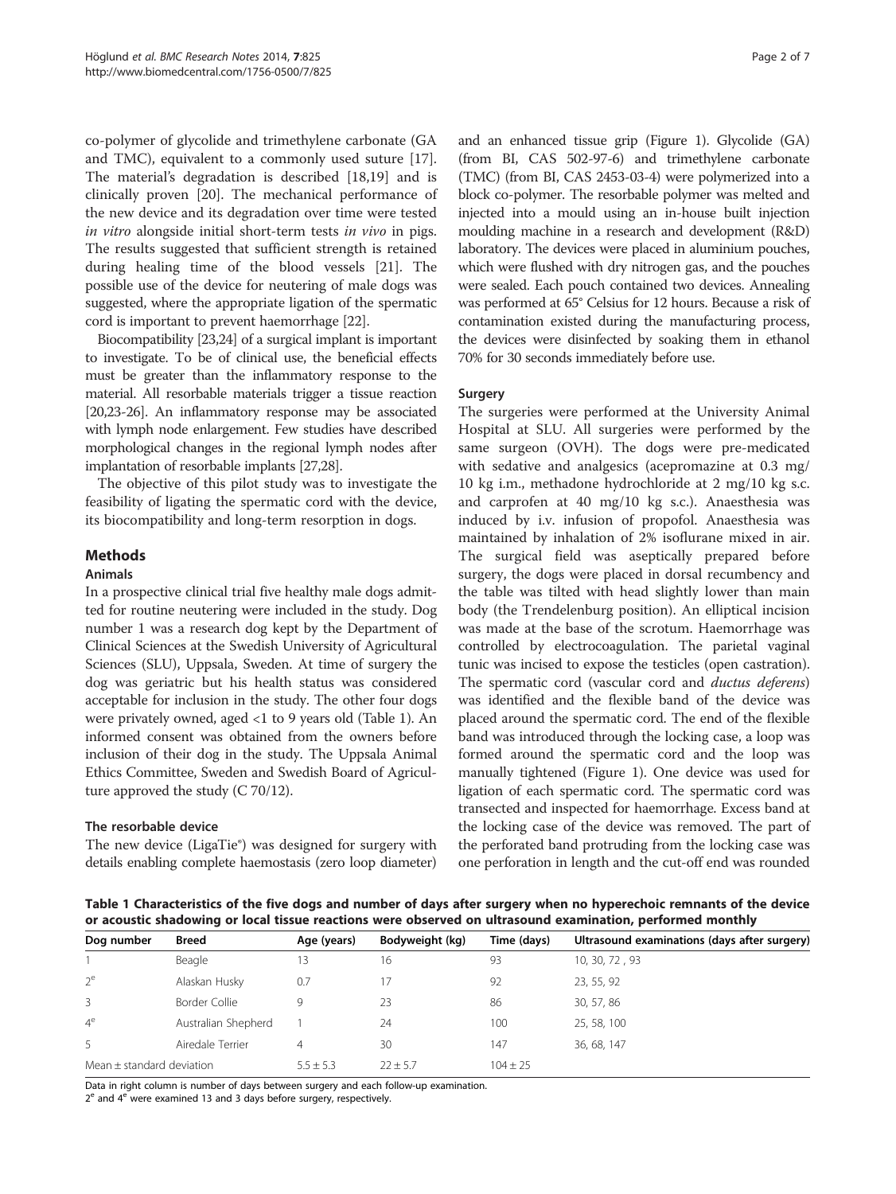co-polymer of glycolide and trimethylene carbonate (GA and TMC), equivalent to a commonly used suture [17]. The material's degradation is described [18,19] and is clinically proven [20]. The mechanical performance of the new device and its degradation over time were tested *in vitro* alongside initial short-term tests *in vivo* in pigs. The results suggested that sufficient strength is retained during healing time of the blood vessels [21]. The possible use of the device for neutering of male dogs was suggested, where the appropriate ligation of the spermatic cord is important to prevent haemorrhage [22].

Biocompatibility [23,24] of a surgical implant is important to investigate. To be of clinical use, the beneficial effects must be greater than the inflammatory response to the material. All resorbable materials trigger a tissue reaction [20,23-26]. An inflammatory response may be associated with lymph node enlargement. Few studies have described morphological changes in the regional lymph nodes after implantation of resorbable implants [27,28].

The objective of this pilot study was to investigate the feasibility of ligating the spermatic cord with the device, its biocompatibility and long-term resorption in dogs.

## Methods

### Animals

In a prospective clinical trial five healthy male dogs admitted for routine neutering were included in the study. Dog number 1 was a research dog kept by the Department of Clinical Sciences at the Swedish University of Agricultural Sciences (SLU), Uppsala, Sweden. At time of surgery the dog was geriatric but his health status was considered acceptable for inclusion in the study. The other four dogs were privately owned, aged <1 to 9 years old (Table 1). An informed consent was obtained from the owners before inclusion of their dog in the study. The Uppsala Animal Ethics Committee, Sweden and Swedish Board of Agriculture approved the study (C 70/12).

### The resorbable device

The new device (LigaTie®) was designed for surgery with details enabling complete haemostasis (zero loop diameter) and an enhanced tissue grip (Figure 1). Glycolide (GA) (from BI, CAS 502-97-6) and trimethylene carbonate (TMC) (from BI, CAS 2453-03-4) were polymerized into a block co-polymer. The resorbable polymer was melted and injected into a mould using an in-house built injection moulding machine in a research and development (R&D) laboratory. The devices were placed in aluminium pouches, which were flushed with dry nitrogen gas, and the pouches were sealed. Each pouch contained two devices. Annealing was performed at 65° Celsius for 12 hours. Because a risk of contamination existed during the manufacturing process, the devices were disinfected by soaking them in ethanol 70% for 30 seconds immediately before use.

### Surgery

The surgeries were performed at the University Animal Hospital at SLU. All surgeries were performed by the same surgeon (OVH). The dogs were pre-medicated with sedative and analgesics (acepromazine at 0.3 mg/10 kg i.m., methadone hydrochloride at 2 mg/10 kg s.c. and carprofen at 40 mg/10 kg s.c.). Anaesthesia was induced by i.v. infusion of propofol. Anaesthesia was maintained by inhalation of 2% isoflurane mixed in air. The surgical field was aseptically prepared before surgery, the dogs were placed in dorsal recumbency and the table was tilted with head slightly lower than main body (the Trendelenburg position). An elliptical incision was made at the base of the scrotum. Haemorrhage was controlled by electrocoagulation. The parietal vaginal tunic was incised to expose the testicles (open castration). The spermatic cord (vascular cord and *ductus deferens*) was identified and the flexible band of the device was placed around the spermatic cord. The end of the flexible band was introduced through the locking case, a loop was formed around the spermatic cord and the loop was manually tightened (Figure 1). One device was used for ligation of each spermatic cord. The spermatic cord was transected and inspected for haemorrhage. Excess band at the locking case of the device was removed. The part of the perforated band protruding from the locking case was one perforation in length and the cut-off end was rounded

**Table 1 Characteristics of the five dogs and number of days after surgery when no hyperechoic remnants of the device or acoustic shadowing or local tissue reactions were observed on ultrasound examination, performed monthly**

| Dog number | Breed | Age (years) | Bodyweight (kg) | Time (days) | Ultrasound examinations (days after surgery) |
|---|---|---|---|---|---|
| 1 | Beagle | 13 | 16 | 93 | 10, 30, 72 , 93 |
| 2[e] | Alaskan Husky | 0.7 | 17 | 92 | 23, 55, 92 |
| 3 | Border Collie | 9 | 23 | 86 | 30, 57, 86 |
| 4[e] | Australian Shepherd | 1 | 24 | 100 | 25, 58, 100 |
| 5 | Airedale Terrier | 4 | 30 | 147 | 36, 68, 147 |
| Mean ± standard deviation | | 5.5 ± 5.3 | 22 ± 5.7 | 104 ± 25 | |

Data in right column is number of days between surgery and each follow-up examination.
2[e] and 4[e] were examined 13 and 3 days before surgery, respectively.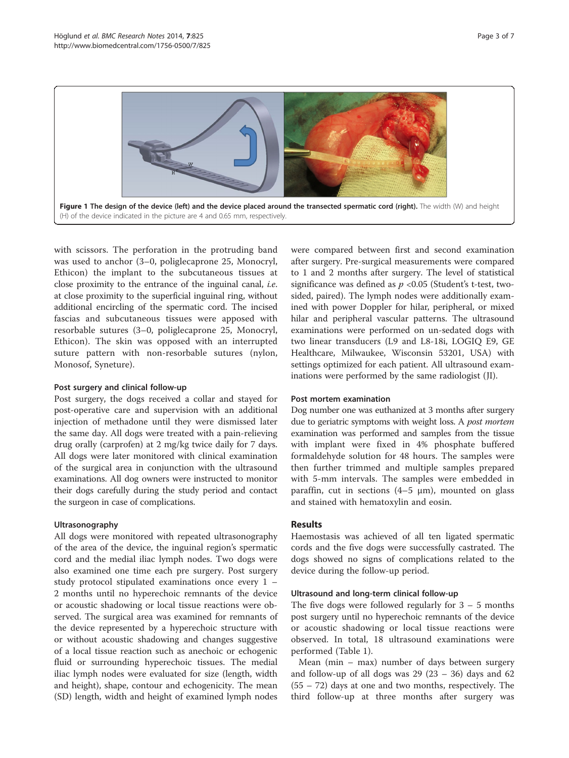**Figure 1 The design of the device (left) and the device placed around the transected spermatic cord (right).** The width (W) and height (H) of the device indicated in the picture are 4 and 0.65 mm, respectively.

with scissors. The perforation in the protruding band was used to anchor (3–0, poliglecaprone 25, Monocryl, Ethicon) the implant to the subcutaneous tissues at close proximity to the entrance of the inguinal canal, *i.e.* at close proximity to the superficial inguinal ring, without additional encircling of the spermatic cord. The incised fascias and subcutaneous tissues were apposed with resorbable sutures (3–0, poliglecaprone 25, Monocryl, Ethicon). The skin was opposed with an interrupted suture pattern with non-resorbable sutures (nylon, Monosof, Syneture).

### Post surgery and clinical follow-up

Post surgery, the dogs received a collar and stayed for post-operative care and supervision with an additional injection of methadone until they were dismissed later the same day. All dogs were treated with a pain-relieving drug orally (carprofen) at 2 mg/kg twice daily for 7 days. All dogs were later monitored with clinical examination of the surgical area in conjunction with the ultrasound examinations. All dog owners were instructed to monitor their dogs carefully during the study period and contact the surgeon in case of complications.

### Ultrasonography

All dogs were monitored with repeated ultrasonography of the area of the device, the inguinal region's spermatic cord and the medial iliac lymph nodes. Two dogs were also examined one time each pre surgery. Post surgery study protocol stipulated examinations once every 1 – 2 months until no hyperechoic remnants of the device or acoustic shadowing or local tissue reactions were observed. The surgical area was examined for remnants of the device represented by a hyperechoic structure with or without acoustic shadowing and changes suggestive of a local tissue reaction such as anechoic or echogenic fluid or surrounding hyperechoic tissues. The medial iliac lymph nodes were evaluated for size (length, width and height), shape, contour and echogenicity. The mean (SD) length, width and height of examined lymph nodes were compared between first and second examination after surgery. Pre-surgical measurements were compared to 1 and 2 months after surgery. The level of statistical significance was defined as $p < 0.05$ (Student's t-test, two-sided, paired). The lymph nodes were additionally examined with power Doppler for hilar, peripheral, or mixed hilar and peripheral vascular patterns. The ultrasound examinations were performed on un-sedated dogs with two linear transducers (L9 and L8-18i, LOGIQ E9, GE Healthcare, Milwaukee, Wisconsin 53201, USA) with settings optimized for each patient. All ultrasound examinations were performed by the same radiologist (JI).

### Post mortem examination

Dog number one was euthanized at 3 months after surgery due to geriatric symptoms with weight loss. A *post mortem* examination was performed and samples from the tissue with implant were fixed in 4% phosphate buffered formaldehyde solution for 48 hours. The samples were then further trimmed and multiple samples prepared with 5-mm intervals. The samples were embedded in paraffin, cut in sections (4–5 μm), mounted on glass and stained with hematoxylin and eosin.

## Results

Haemostasis was achieved of all ten ligated spermatic cords and the five dogs were successfully castrated. The dogs showed no signs of complications related to the device during the follow-up period.

### Ultrasound and long-term clinical follow-up

The five dogs were followed regularly for 3 – 5 months post surgery until no hyperechoic remnants of the device or acoustic shadowing or local tissue reactions were observed. In total, 18 ultrasound examinations were performed (Table 1).

Mean (min – max) number of days between surgery and follow-up of all dogs was 29 (23 – 36) days and 62 (55 – 72) days at one and two months, respectively. The third follow-up at three months after surgery was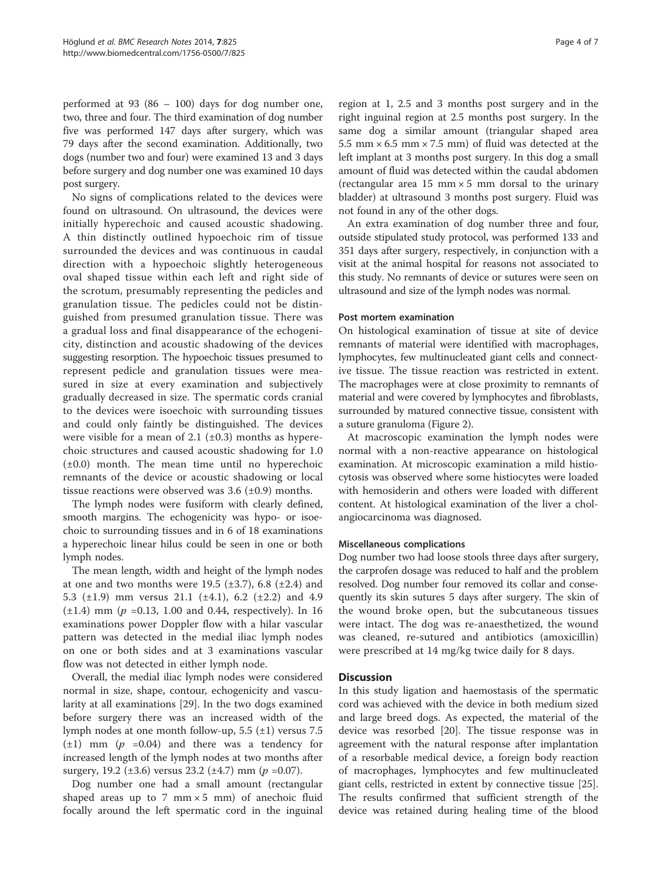performed at 93 (86 – 100) days for dog number one, two, three and four. The third examination of dog number five was performed 147 days after surgery, which was 79 days after the second examination. Additionally, two dogs (number two and four) were examined 13 and 3 days before surgery and dog number one was examined 10 days post surgery.

No signs of complications related to the devices were found on ultrasound. On ultrasound, the devices were initially hyperechoic and caused acoustic shadowing. A thin distinctly outlined hypoechoic rim of tissue surrounded the devices and was continuous in caudal direction with a hypoechoic slightly heterogeneous oval shaped tissue within each left and right side of the scrotum, presumably representing the pedicles and granulation tissue. The pedicles could not be distinguished from presumed granulation tissue. There was a gradual loss and final disappearance of the echogenicity, distinction and acoustic shadowing of the devices suggesting resorption. The hypoechoic tissues presumed to represent pedicle and granulation tissues were measured in size at every examination and subjectively gradually decreased in size. The spermatic cords cranial to the devices were isoechoic with surrounding tissues and could only faintly be distinguished. The devices were visible for a mean of 2.1 (±0.3) months as hyperechoic structures and caused acoustic shadowing for 1.0 (±0.0) month. The mean time until no hyperechoic remnants of the device or acoustic shadowing or local tissue reactions were observed was 3.6 (±0.9) months.

The lymph nodes were fusiform with clearly defined, smooth margins. The echogenicity was hypo- or isoechoic to surrounding tissues and in 6 of 18 examinations a hyperechoic linear hilus could be seen in one or both lymph nodes.

The mean length, width and height of the lymph nodes at one and two months were 19.5 (±3.7), 6.8 (±2.4) and 5.3 (±1.9) mm versus 21.1 (±4.1), 6.2 (±2.2) and 4.9 (±1.4) mm ($p$ =0.13, 1.00 and 0.44, respectively). In 16 examinations power Doppler flow with a hilar vascular pattern was detected in the medial iliac lymph nodes on one or both sides and at 3 examinations vascular flow was not detected in either lymph node.

Overall, the medial iliac lymph nodes were considered normal in size, shape, contour, echogenicity and vascularity at all examinations [29]. In the two dogs examined before surgery there was an increased width of the lymph nodes at one month follow-up, 5.5 (±1) versus 7.5 (±1) mm ($p$ =0.04) and there was a tendency for increased length of the lymph nodes at two months after surgery, 19.2 (±3.6) versus 23.2 (±4.7) mm ($p$ =0.07).

Dog number one had a small amount (rectangular shaped areas up to 7 mm × 5 mm) of anechoic fluid focally around the left spermatic cord in the inguinal region at 1, 2.5 and 3 months post surgery and in the right inguinal region at 2.5 months post surgery. In the same dog a similar amount (triangular shaped area 5.5 mm × 6.5 mm × 7.5 mm) of fluid was detected at the left implant at 3 months post surgery. In this dog a small amount of fluid was detected within the caudal abdomen (rectangular area 15 mm × 5 mm dorsal to the urinary bladder) at ultrasound 3 months post surgery. Fluid was not found in any of the other dogs.

An extra examination of dog number three and four, outside stipulated study protocol, was performed 133 and 351 days after surgery, respectively, in conjunction with a visit at the animal hospital for reasons not associated to this study. No remnants of device or sutures were seen on ultrasound and size of the lymph nodes was normal.

#### Post mortem examination

On histological examination of tissue at site of device remnants of material were identified with macrophages, lymphocytes, few multinucleated giant cells and connective tissue. The tissue reaction was restricted in extent. The macrophages were at close proximity to remnants of material and were covered by lymphocytes and fibroblasts, surrounded by matured connective tissue, consistent with a suture granuloma (Figure 2).

At macroscopic examination the lymph nodes were normal with a non-reactive appearance on histological examination. At microscopic examination a mild histiocytosis was observed where some histiocytes were loaded with hemosiderin and others were loaded with different content. At histological examination of the liver a cholangiocarcinoma was diagnosed.

#### Miscellaneous complications

Dog number two had loose stools three days after surgery, the carprofen dosage was reduced to half and the problem resolved. Dog number four removed its collar and consequently its skin sutures 5 days after surgery. The skin of the wound broke open, but the subcutaneous tissues were intact. The dog was re-anaesthetized, the wound was cleaned, re-sutured and antibiotics (amoxicillin) were prescribed at 14 mg/kg twice daily for 8 days.

## Discussion

In this study ligation and haemostasis of the spermatic cord was achieved with the device in both medium sized and large breed dogs. As expected, the material of the device was resorbed [20]. The tissue response was in agreement with the natural response after implantation of a resorbable medical device, a foreign body reaction of macrophages, lymphocytes and few multinucleated giant cells, restricted in extent by connective tissue [25]. The results confirmed that sufficient strength of the device was retained during healing time of the blood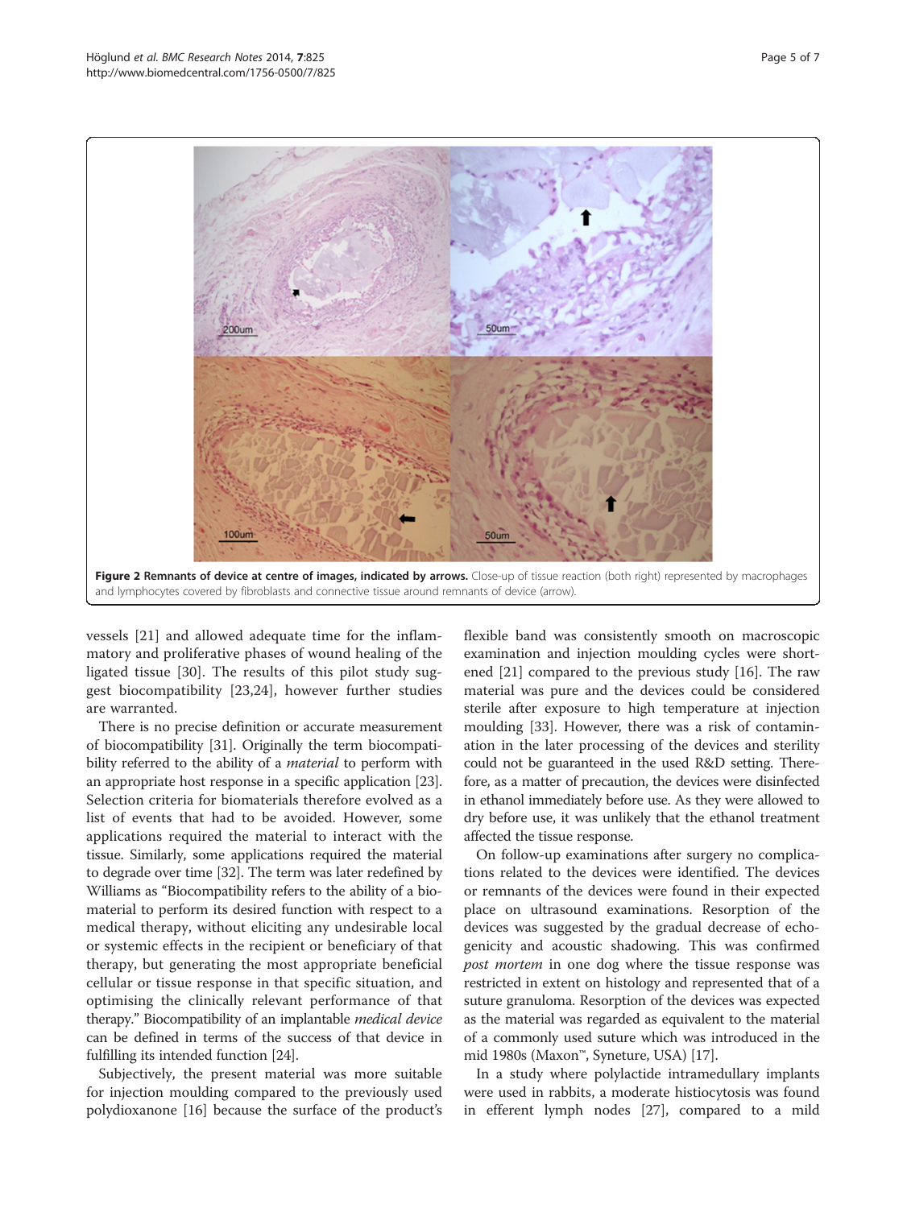**Figure 2 Remnants of device at centre of images, indicated by arrows.** Close-up of tissue reaction (both right) represented by macrophages and lymphocytes covered by fibroblasts and connective tissue around remnants of device (arrow).

vessels [21] and allowed adequate time for the inflammatory and proliferative phases of wound healing of the ligated tissue [30]. The results of this pilot study suggest biocompatibility [23,24], however further studies are warranted.

There is no precise definition or accurate measurement of biocompatibility [31]. Originally the term biocompatibility referred to the ability of a *material* to perform with an appropriate host response in a specific application [23]. Selection criteria for biomaterials therefore evolved as a list of events that had to be avoided. However, some applications required the material to interact with the tissue. Similarly, some applications required the material to degrade over time [32]. The term was later redefined by Williams as "Biocompatibility refers to the ability of a biomaterial to perform its desired function with respect to a medical therapy, without eliciting any undesirable local or systemic effects in the recipient or beneficiary of that therapy, but generating the most appropriate beneficial cellular or tissue response in that specific situation, and optimising the clinically relevant performance of that therapy." Biocompatibility of an implantable *medical device* can be defined in terms of the success of that device in fulfilling its intended function [24].

Subjectively, the present material was more suitable for injection moulding compared to the previously used polydioxanone [16] because the surface of the product's flexible band was consistently smooth on macroscopic examination and injection moulding cycles were shortened [21] compared to the previous study [16]. The raw material was pure and the devices could be considered sterile after exposure to high temperature at injection moulding [33]. However, there was a risk of contamination in the later processing of the devices and sterility could not be guaranteed in the used R&D setting. Therefore, as a matter of precaution, the devices were disinfected in ethanol immediately before use. As they were allowed to dry before use, it was unlikely that the ethanol treatment affected the tissue response.

On follow-up examinations after surgery no complications related to the devices were identified. The devices or remnants of the devices were found in their expected place on ultrasound examinations. Resorption of the devices was suggested by the gradual decrease of echogenicity and acoustic shadowing. This was confirmed *post mortem* in one dog where the tissue response was restricted in extent on histology and represented that of a suture granuloma. Resorption of the devices was expected as the material was regarded as equivalent to the material of a commonly used suture which was introduced in the mid 1980s (Maxon™, Syneture, USA) [17].

In a study where polylactide intramedullary implants were used in rabbits, a moderate histiocytosis was found in efferent lymph nodes [27], compared to a mild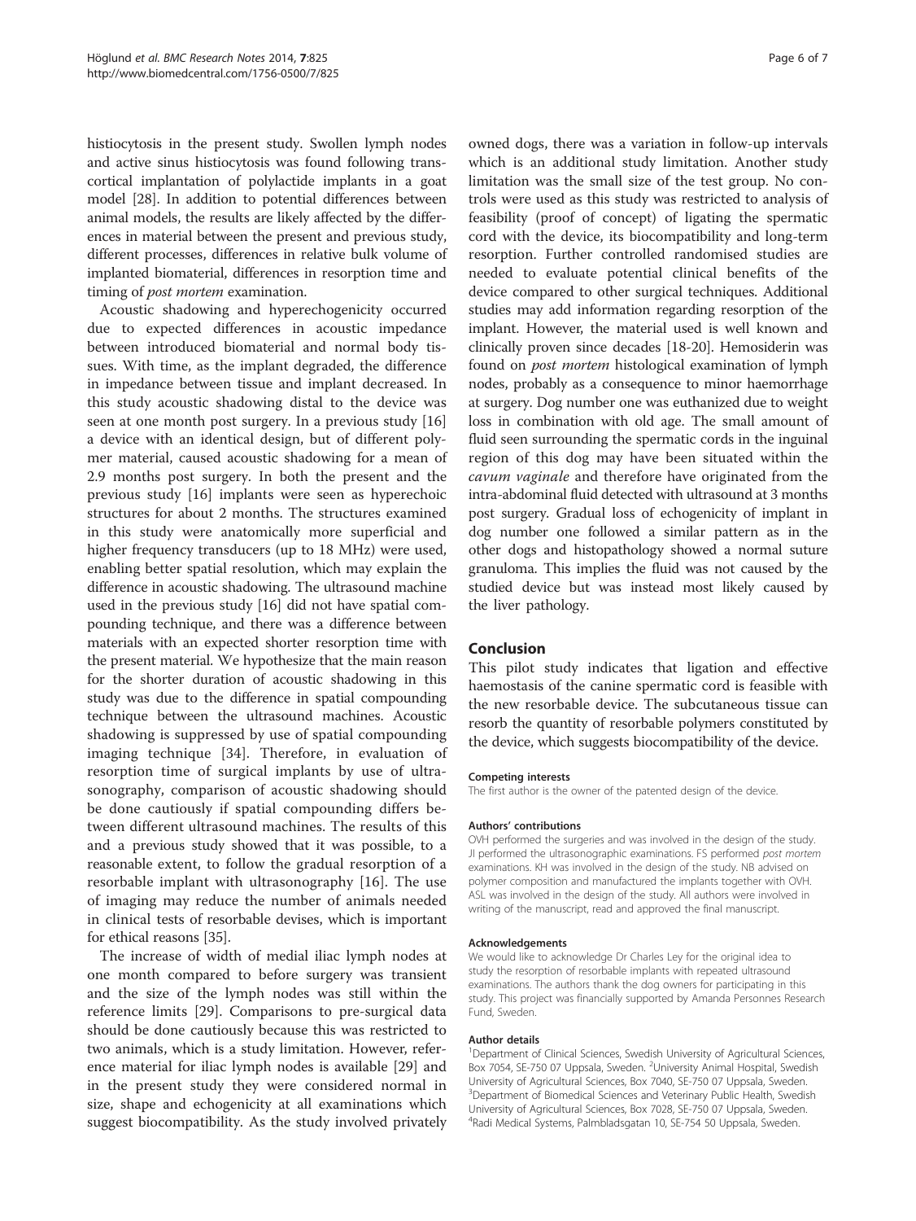histiocytosis in the present study. Swollen lymph nodes and active sinus histiocytosis was found following transcortical implantation of polylactide implants in a goat model [28]. In addition to potential differences between animal models, the results are likely affected by the differences in material between the present and previous study, different processes, differences in relative bulk volume of implanted biomaterial, differences in resorption time and timing of *post mortem* examination.

Acoustic shadowing and hyperechogenicity occurred due to expected differences in acoustic impedance between introduced biomaterial and normal body tissues. With time, as the implant degraded, the difference in impedance between tissue and implant decreased. In this study acoustic shadowing distal to the device was seen at one month post surgery. In a previous study [16] a device with an identical design, but of different polymer material, caused acoustic shadowing for a mean of 2.9 months post surgery. In both the present and the previous study [16] implants were seen as hyperechoic structures for about 2 months. The structures examined in this study were anatomically more superficial and higher frequency transducers (up to 18 MHz) were used, enabling better spatial resolution, which may explain the difference in acoustic shadowing. The ultrasound machine used in the previous study [16] did not have spatial compounding technique, and there was a difference between materials with an expected shorter resorption time with the present material. We hypothesize that the main reason for the shorter duration of acoustic shadowing in this study was due to the difference in spatial compounding technique between the ultrasound machines. Acoustic shadowing is suppressed by use of spatial compounding imaging technique [34]. Therefore, in evaluation of resorption time of surgical implants by use of ultrasonography, comparison of acoustic shadowing should be done cautiously if spatial compounding differs between different ultrasound machines. The results of this and a previous study showed that it was possible, to a reasonable extent, to follow the gradual resorption of a resorbable implant with ultrasonography [16]. The use of imaging may reduce the number of animals needed in clinical tests of resorbable devises, which is important for ethical reasons [35].

The increase of width of medial iliac lymph nodes at one month compared to before surgery was transient and the size of the lymph nodes was still within the reference limits [29]. Comparisons to pre-surgical data should be done cautiously because this was restricted to two animals, which is a study limitation. However, reference material for iliac lymph nodes is available [29] and in the present study they were considered normal in size, shape and echogenicity at all examinations which suggest biocompatibility. As the study involved privately owned dogs, there was a variation in follow-up intervals which is an additional study limitation. Another study limitation was the small size of the test group. No controls were used as this study was restricted to analysis of feasibility (proof of concept) of ligating the spermatic cord with the device, its biocompatibility and long-term resorption. Further controlled randomised studies are needed to evaluate potential clinical benefits of the device compared to other surgical techniques. Additional studies may add information regarding resorption of the implant. However, the material used is well known and clinically proven since decades [18-20]. Hemosiderin was found on *post mortem* histological examination of lymph nodes, probably as a consequence to minor haemorrhage at surgery. Dog number one was euthanized due to weight loss in combination with old age. The small amount of fluid seen surrounding the spermatic cords in the inguinal region of this dog may have been situated within the *cavum vaginale* and therefore have originated from the intra-abdominal fluid detected with ultrasound at 3 months post surgery. Gradual loss of echogenicity of implant in dog number one followed a similar pattern as in the other dogs and histopathology showed a normal suture granuloma. This implies the fluid was not caused by the studied device but was instead most likely caused by the liver pathology.

## Conclusion

This pilot study indicates that ligation and effective haemostasis of the canine spermatic cord is feasible with the new resorbable device. The subcutaneous tissue can resorb the quantity of resorbable polymers constituted by the device, which suggests biocompatibility of the device.

#### Competing interests

The first author is the owner of the patented design of the device.

#### Authors' contributions

OVH performed the surgeries and was involved in the design of the study. JI performed the ultrasonographic examinations. FS performed *post mortem* examinations. KH was involved in the design of the study. NB advised on polymer composition and manufactured the implants together with OVH. ASL was involved in the design of the study. All authors were involved in writing of the manuscript, read and approved the final manuscript.

#### Acknowledgements

We would like to acknowledge Dr Charles Ley for the original idea to study the resorption of resorbable implants with repeated ultrasound examinations. The authors thank the dog owners for participating in this study. This project was financially supported by Amanda Personnes Research Fund, Sweden.

#### Author details

[1]Department of Clinical Sciences, Swedish University of Agricultural Sciences, Box 7054, SE-750 07 Uppsala, Sweden. [2]University Animal Hospital, Swedish University of Agricultural Sciences, Box 7040, SE-750 07 Uppsala, Sweden. [3]Department of Biomedical Sciences and Veterinary Public Health, Swedish University of Agricultural Sciences, Box 7028, SE-750 07 Uppsala, Sweden. [4]Radi Medical Systems, Palmbladsgatan 10, SE-754 50 Uppsala, Sweden.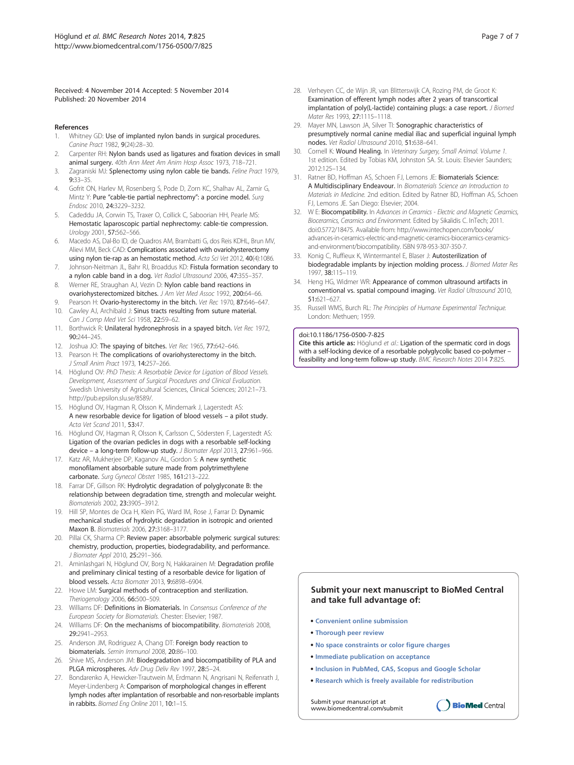Received: 4 November 2014 Accepted: 5 November 2014
Published: 20 November 2014

## References

1. Whitney GD: **Use of implanted nylon bands in surgical procedures.** *Canine Pract* 1982, **9**(24):28–30.
2. Carpenter RH: **Nylon bands used as ligatures and fixation devices in small animal surgery.** *40th Ann Meet Am Anim Hosp Assoc* 1973, 718–721.
3. Zagraniski MJ: **Splenectomy using nylon cable tie bands.** *Feline Pract* 1979, **9**:33–35.
4. Gofrit ON, Harlev M, Rosenberg S, Pode D, Zorn KC, Shalhav AL, Zamir G, Mintz Y: **Pure "cable-tie partial nephrectomy": a porcine model.** *Surg Endosc* 2010, **24**:3229–3232.
5. Cadeddu JA, Corwin TS, Traxer O, Collick C, Saboorian HH, Pearle MS: **Hemostatic laparoscopic partial nephrectomy: cable-tie compression.** *Urology* 2001, **57**:562–566.
6. Macedo AS, Dal-Bo ID, de Quadros AM, Brambatti G, dos Reis KDHL, Brun MV, Alievi MM, Beck CAD: **Complications associated with ovariohysterectomy using nylon tie-rap as an hemostatic method.** *Acta Sci Vet* 2012, **40**(4):1086.
7. Johnson-Neitman JL, Bahr RJ, Broaddus KD: **Fistula formation secondary to a nylon cable band in a dog.** *Vet Radiol Ultrasound* 2006, **47**:355–357.
8. Werner RE, Straughan AJ, Vezin D: **Nylon cable band reactions in ovariohysterectomized bitches.** *J Am Vet Med Assoc* 1992, **200**:64–66.
9. Pearson H: **Ovario-hysterectomy in the bitch.** *Vet Rec* 1970, **87**:646–647.
10. Cawley AJ, Archibald J: **Sinus tracts resulting from suture material.** *Can J Comp Med Vet Sci* 1958, **22**:59–62.
11. Borthwick R: **Unilateral hydronephrosis in a spayed bitch.** *Vet Rec* 1972, **90**:244–245.
12. Joshua JO: **The spaying of bitches.** *Vet Rec* 1965, **77**:642–646.
13. Pearson H: **The complications of ovariohysterectomy in the bitch.** *J Small Anim Pract* 1973, **14**:257–266.
14. Höglund OV: *PhD Thesis: A Resorbable Device for Ligation of Blood Vessels. Development, Assessment of Surgical Procedures and Clinical Evaluation.* Swedish University of Agricultural Sciences, Clinical Sciences; 2012:1–73. http://pub.epsilon.slu.se/8589/.
15. Höglund OV, Hagman R, Olsson K, Mindemark J, Lagerstedt AS: **A new resorbable device for ligation of blood vessels – a pilot study.** *Acta Vet Scand* 2011, **53**:47.
16. Höglund OV, Hagman R, Olsson K, Carlsson C, Södersten F, Lagerstedt AS: **Ligation of the ovarian pedicles in dogs with a resorbable self-locking device – a long-term follow-up study.** *J Biomater Appl* 2013, **27**:961–966.
17. Katz AR, Mukherjee DP, Kaganov AL, Gordon S: **A new synthetic monofilament absorbable suture made from polytrimethylene carbonate.** *Surg Gynecol Obstet* 1985, **161**:213–222.
18. Farrar DF, Gillson RK: **Hydrolytic degradation of polyglyconate B: the relationship between degradation time, strength and molecular weight.** *Biomaterials* 2002, **23**:3905–3912.
19. Hill SP, Montes de Oca H, Klein PG, Ward IM, Rose J, Farrar D: **Dynamic mechanical studies of hydrolytic degradation in isotropic and oriented Maxon B.** *Biomaterials* 2006, **27**:3168–3177.
20. Pillai CK, Sharma CP: **Review paper: absorbable polymeric surgical sutures: chemistry, production, properties, biodegradability, and performance.** *J Biomater Appl* 2010, **25**:291–366.
21. Aminlashgari N, Höglund OV, Borg N, Hakkarainen M: **Degradation profile and preliminary clinical testing of a resorbable device for ligation of blood vessels.** *Acta Biomater* 2013, **9**:6898–6904.
22. Howe LM: **Surgical methods of contraception and sterilization.** *Theriogenology* 2006, **66**:500–509.
23. Williams DF: **Definitions in Biomaterials.** In *Consensus Conference of the European Society for Biomaterials.* Chester: Elsevier; 1987.
24. Williams DF: **On the mechanisms of biocompatibility.** *Biomaterials* 2008, **29**:2941–2953.
25. Anderson JM, Rodriguez A, Chang DT: **Foreign body reaction to biomaterials.** *Semin Immunol* 2008, **20**:86–100.
26. Shive MS, Anderson JM: **Biodegradation and biocompatibility of PLA and PLGA microspheres.** *Adv Drug Deliv Rev* 1997, **28**:5–24.
27. Bondarenko A, Hewicker-Trautwein M, Erdmann N, Angrisani N, Reifenrath J, Meyer-Lindenberg A: **Comparison of morphological changes in efferent lymph nodes after implantation of resorbable and non-resorbable implants in rabbits.** *Biomed Eng Online* 2011, **10**:1–15.
28. Verheyen CC, de Wijn JR, van Blitterswijk CA, Rozing PM, de Groot K: **Examination of efferent lymph nodes after 2 years of transcortical implantation of poly(L-lactide) containing plugs: a case report.** *J Biomed Mater Res* 1993, **27**:1115–1118.
29. Mayer MN, Lawson JA, Silver TI: **Sonographic characteristics of presumptively normal canine medial iliac and superficial inguinal lymph nodes.** *Vet Radiol Ultrasound* 2010, **51**:638–641.
30. Cornell K: **Wound Healing.** In *Veterinary Surgery, Small Animal. Volume 1.* 1st edition. Edited by Tobias KM, Johnston SA. St. Louis: Elsevier Saunders; 2012:125–134.
31. Ratner BD, Hoffman AS, Schoen FJ, Lemons JE: **Biomaterials Science: A Multidisciplinary Endeavour.** In *Biomaterials Science an Introduction to Materials in Medicine.* 2nd edition. Edited by Ratner BD, Hoffman AS, Schoen FJ, Lemons JE. San Diego: Elsevier; 2004.
32. W E: **Biocompatibility.** In *Advances in Ceramics - Electric and Magnetic Ceramics, Bioceramics, Ceramics and Environment.* Edited by Sikalidis C. InTech; 2011. doi:0.5772/18475. Available from: http://www.intechopen.com/books/advances-in-ceramics-electric-and-magnetic-ceramics-bioceramics-ceramics-and-environment/biocompatibility. ISBN 978-953-307-350-7.
33. Konig C, Ruffieux K, Wintermantel E, Blaser J: **Autosterilization of biodegradable implants by injection molding process.** *J Biomed Mater Res* 1997, **38**:115–119.
34. Heng HG, Widmer WR: **Appearance of common ultrasound artifacts in conventional vs. spatial compound imaging.** *Vet Radiol Ultrasound* 2010, **51**:621–627.
35. Russell WMS, Burch RL: *The Principles of Humane Experimental Technique.* London: Methuen; 1959.

doi:10.1186/1756-0500-7-825
**Cite this article as:** Höglund *et al.*: Ligation of the spermatic cord in dogs with a self-locking device of a resorbable polyglycolic based co-polymer – feasibility and long-term follow-up study. *BMC Research Notes* 2014 **7**:825.

**Submit your next manuscript to BioMed Central and take full advantage of:**

- Convenient online submission
- Thorough peer review
- No space constraints or color figure charges
- Immediate publication on acceptance
- Inclusion in PubMed, CAS, Scopus and Google Scholar
- Research which is freely available for redistribution

Submit your manuscript at
www.biomedcentral.com/submit

BioMed Central